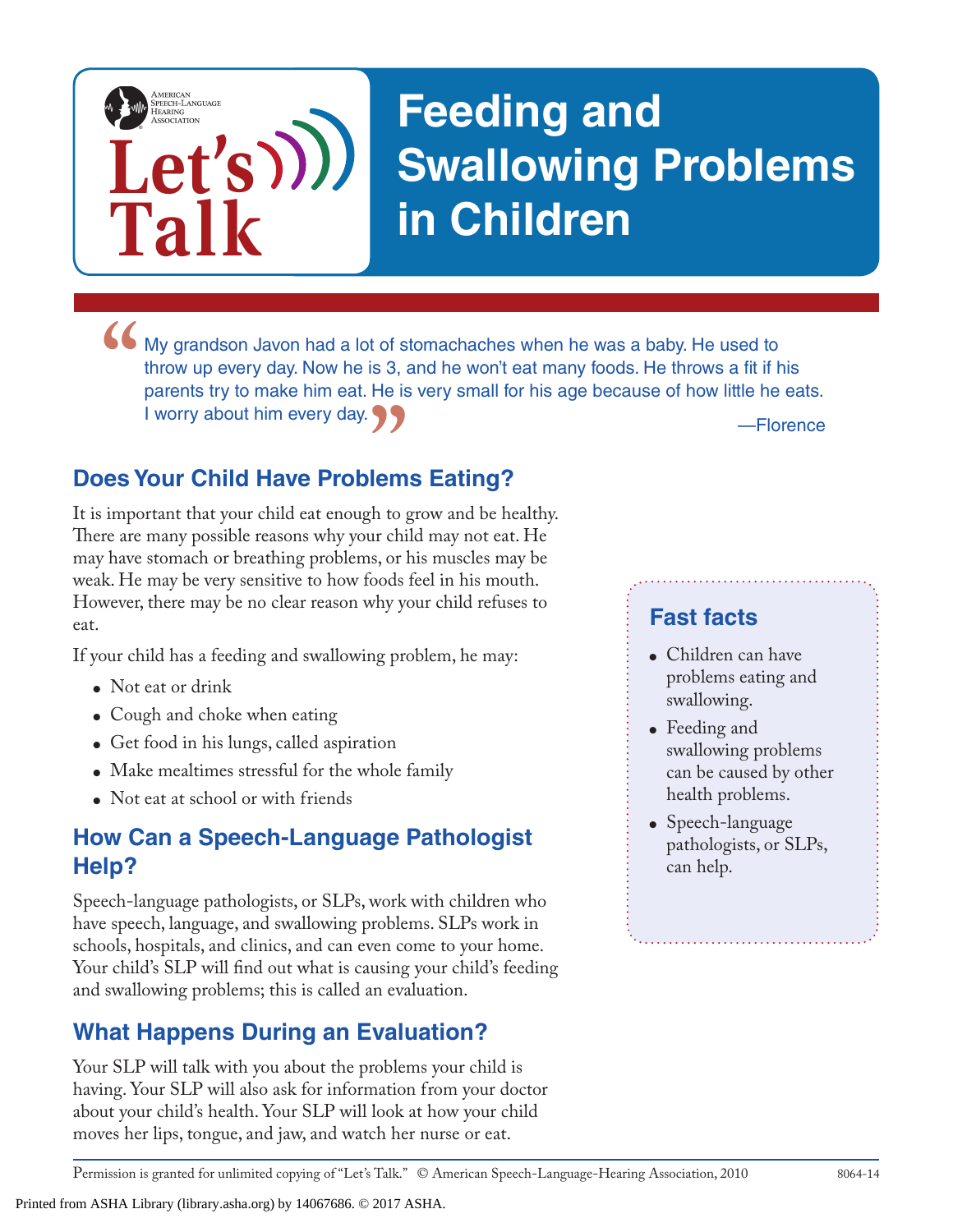# Feeding and Swallowing Problems in Children

> "My grandson Javon had a lot of stomachaches when he was a baby. He used to throw up every day. Now he is 3, and he won't eat many foods. He throws a fit if his parents try to make him eat. He is very small for his age because of how little he eats. I worry about him every day."
>
> —Florence

## Does Your Child Have Problems Eating?

It is important that your child eat enough to grow and be healthy. There are many possible reasons why your child may not eat. He may have stomach or breathing problems, or his muscles may be weak. He may be very sensitive to how foods feel in his mouth. However, there may be no clear reason why your child refuses to eat.

If your child has a feeding and swallowing problem, he may:

- Not eat or drink
- Cough and choke when eating
- Get food in his lungs, called aspiration
- Make mealtimes stressful for the whole family
- Not eat at school or with friends

## How Can a Speech-Language Pathologist Help?

Speech-language pathologists, or SLPs, work with children who have speech, language, and swallowing problems. SLPs work in schools, hospitals, and clinics, and can even come to your home. Your child's SLP will find out what is causing your child's feeding and swallowing problems; this is called an evaluation.

## What Happens During an Evaluation?

Your SLP will talk with you about the problems your child is having. Your SLP will also ask for information from your doctor about your child's health. Your SLP will look at how your child moves her lips, tongue, and jaw, and watch her nurse or eat.

### Fast facts

- Children can have problems eating and swallowing.
- Feeding and swallowing problems can be caused by other health problems.
- Speech-language pathologists, or SLPs, can help.

Permission is granted for unlimited copying of "Let's Talk." © American Speech-Language-Hearing Association, 2010 8064-14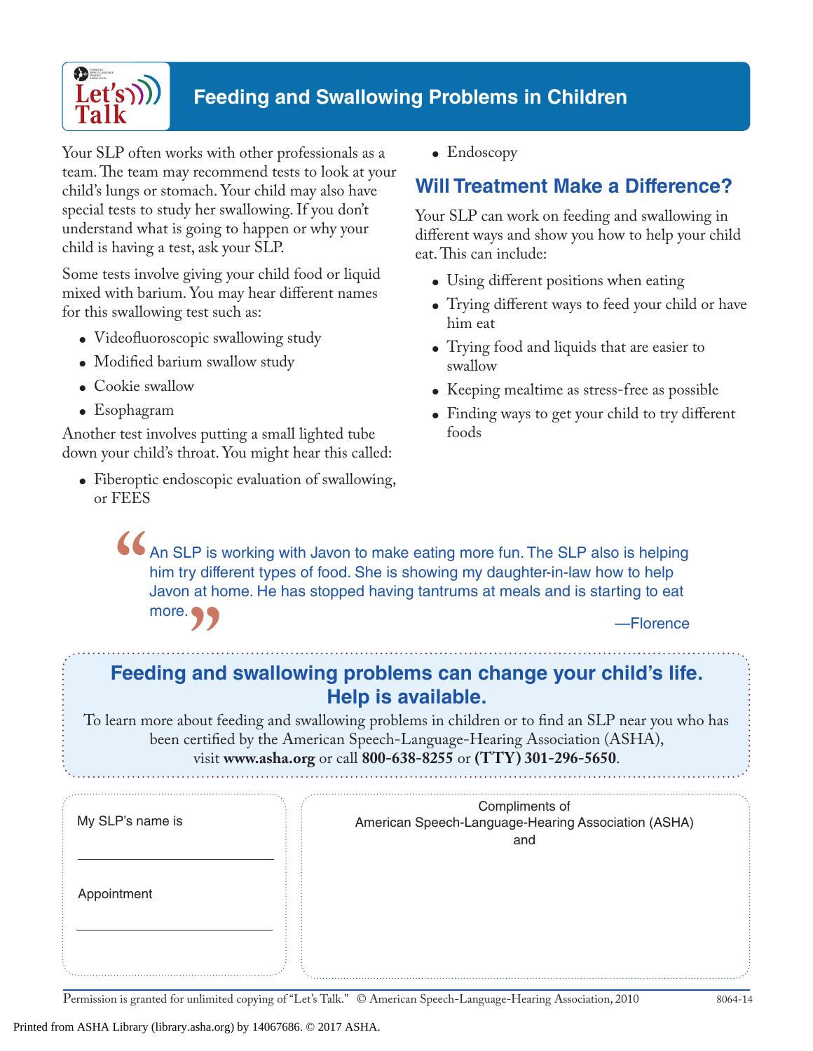# Feeding and Swallowing Problems in Children

Your SLP often works with other professionals as a team. The team may recommend tests to look at your child's lungs or stomach. Your child may also have special tests to study her swallowing. If you don't understand what is going to happen or why your child is having a test, ask your SLP.

Some tests involve giving your child food or liquid mixed with barium. You may hear different names for this swallowing test such as:

- Videofluoroscopic swallowing study
- Modified barium swallow study
- Cookie swallow
- Esophagram

Another test involves putting a small lighted tube down your child's throat. You might hear this called:

- Fiberoptic endoscopic evaluation of swallowing, or FEES
- Endoscopy

## Will Treatment Make a Difference?

Your SLP can work on feeding and swallowing in different ways and show you how to help your child eat. This can include:

- Using different positions when eating
- Trying different ways to feed your child or have him eat
- Trying food and liquids that are easier to swallow
- Keeping mealtime as stress-free as possible
- Finding ways to get your child to try different foods

> "An SLP is working with Javon to make eating more fun. The SLP also is helping him try different types of food. She is showing my daughter-in-law how to help Javon at home. He has stopped having tantrums at meals and is starting to eat more."
>
> —Florence

## Feeding and swallowing problems can change your child's life. Help is available.

To learn more about feeding and swallowing problems in children or to find an SLP near you who has been certified by the American Speech-Language-Hearing Association (ASHA), visit **www.asha.org** or call **800-638-8255** or **(TTY) 301-296-5650**.

My SLP's name is

______________________

Appointment

______________________

Compliments of
American Speech-Language-Hearing Association (ASHA)
and

Permission is granted for unlimited copying of "Let's Talk." © American Speech-Language-Hearing Association, 2010 8064-14

Printed from ASHA Library (library.asha.org) by 14067686. © 2017 ASHA.